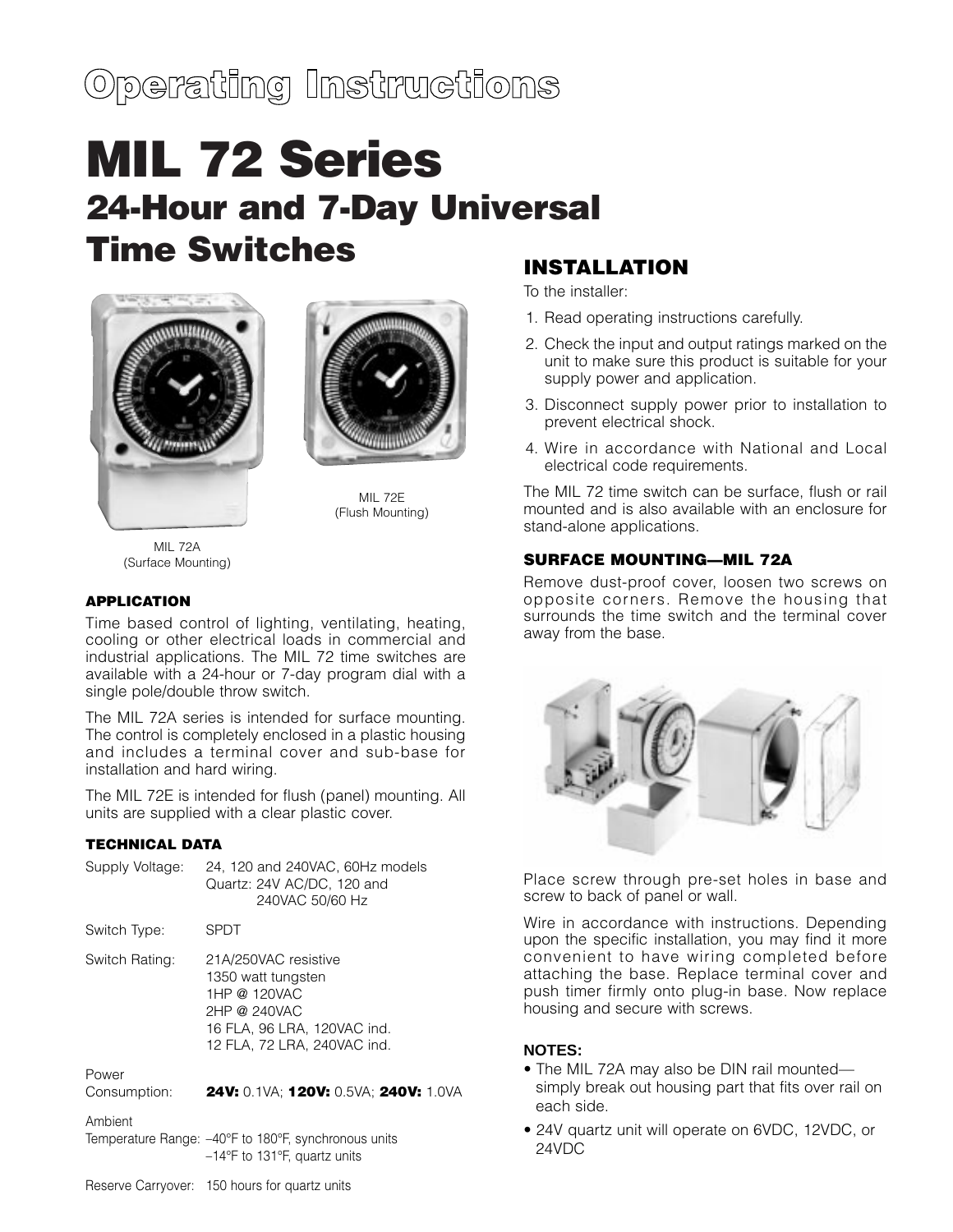# Operating Instructions

# MIL 72 Series

## 24-Hour and 7-Day Universal Time Switches

MIL 72A (Surface Mounting)

MIL 72E (Flush Mounting)

### APPLICATION

Time based control of lighting, ventilating, heating, cooling or other electrical loads in commercial and industrial applications. The MIL 72 time switches are available with a 24-hour or 7-day program dial with a single pole/double throw switch.

The MIL 72A series is intended for surface mounting. The control is completely enclosed in a plastic housing and includes a terminal cover and sub-base for installation and hard wiring.

The MIL 72E is intended for flush (panel) mounting. All units are supplied with a clear plastic cover.

### TECHNICAL DATA

| | |
|---|---|
| Supply Voltage: | 24, 120 and 240VAC, 60Hz models<br>Quartz: 24V AC/DC, 120 and 240VAC 50/60 Hz |
| Switch Type: | SPDT |
| Switch Rating: | 21A/250VAC resistive<br>1350 watt tungsten<br>1HP @ 120VAC<br>2HP @ 240VAC<br>16 FLA, 96 LRA, 120VAC ind.<br>12 FLA, 72 LRA, 240VAC ind. |
| Power Consumption: | **24V:** 0.1VA; **120V:** 0.5VA; **240V:** 1.0VA |
| Ambient Temperature Range: | –40°F to 180°F, synchronous units<br>–14°F to 131°F, quartz units |
| Reserve Carryover: | 150 hours for quartz units |

## INSTALLATION

To the installer:

1. Read operating instructions carefully.
2. Check the input and output ratings marked on the unit to make sure this product is suitable for your supply power and application.
3. Disconnect supply power prior to installation to prevent electrical shock.
4. Wire in accordance with National and Local electrical code requirements.

The MIL 72 time switch can be surface, flush or rail mounted and is also available with an enclosure for stand-alone applications.

### SURFACE MOUNTING—MIL 72A

Remove dust-proof cover, loosen two screws on opposite corners. Remove the housing that surrounds the time switch and the terminal cover away from the base.

Place screw through pre-set holes in base and screw to back of panel or wall.

Wire in accordance with instructions. Depending upon the specific installation, you may find it more convenient to have wiring completed before attaching the base. Replace terminal cover and push timer firmly onto plug-in base. Now replace housing and secure with screws.

**NOTES:**

- The MIL 72A may also be DIN rail mounted—simply break out housing part that fits over rail on each side.
- 24V quartz unit will operate on 6VDC, 12VDC, or 24VDC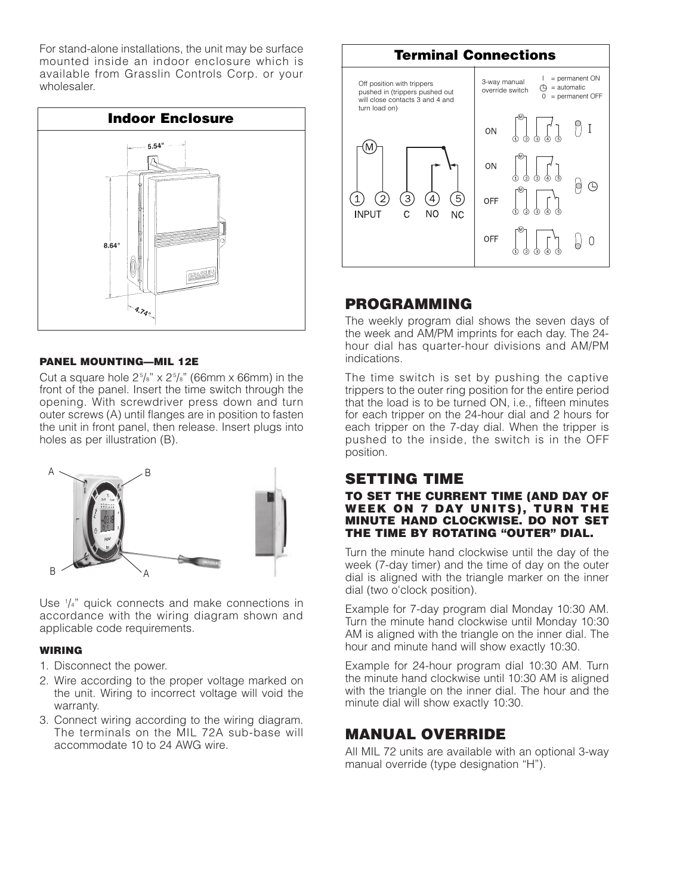For stand-alone installations, the unit may be surface mounted inside an indoor enclosure which is available from Grasslin Controls Corp. or your wholesaler.

## Indoor Enclosure

5.54"

8.64"

4.74"

#### PANEL MOUNTING—MIL 12E

Cut a square hole 2⁵/₈" x 2⁵/₈" (66mm x 66mm) in the front of the panel. Insert the time switch through the opening. With screwdriver press down and turn outer screws (A) until flanges are in position to fasten the unit in front panel, then release. Insert plugs into holes as per illustration (B).

Use ¹/₄" quick connects and make connections in accordance with the wiring diagram shown and applicable code requirements.

#### WIRING

1. Disconnect the power.
2. Wire according to the proper voltage marked on the unit. Wiring to incorrect voltage will void the warranty.
3. Connect wiring according to the wiring diagram. The terminals on the MIL 72A sub-base will accommodate 10 to 24 AWG wire.

## Terminal Connections

Off position with trippers pushed in (trippers pushed out will close contacts 3 and 4 and turn load on)

1 2 INPUT 3 C 4 NO 5 NC

3-way manual override switch

I = permanent ON
◷ = automatic
0 = permanent OFF

ON
ON
OFF
OFF

## PROGRAMMING

The weekly program dial shows the seven days of the week and AM/PM imprints for each day. The 24-hour dial has quarter-hour divisions and AM/PM indications.

The time switch is set by pushing the captive trippers to the outer ring position for the entire period that the load is to be turned ON, i.e., fifteen minutes for each tripper on the 24-hour dial and 2 hours for each tripper on the 7-day dial. When the tripper is pushed to the inside, the switch is in the OFF position.

## SETTING TIME

#### TO SET THE CURRENT TIME (AND DAY OF WEEK ON 7 DAY UNITS), TURN THE MINUTE HAND CLOCKWISE. DO NOT SET THE TIME BY ROTATING "OUTER" DIAL.

Turn the minute hand clockwise until the day of the week (7-day timer) and the time of day on the outer dial is aligned with the triangle marker on the inner dial (two o'clock position).

Example for 7-day program dial Monday 10:30 AM. Turn the minute hand clockwise until Monday 10:30 AM is aligned with the triangle on the inner dial. The hour and minute hand will show exactly 10:30.

Example for 24-hour program dial 10:30 AM. Turn the minute hand clockwise until 10:30 AM is aligned with the triangle on the inner dial. The hour and the minute dial will show exactly 10:30.

## MANUAL OVERRIDE

All MIL 72 units are available with an optional 3-way manual override (type designation "H").